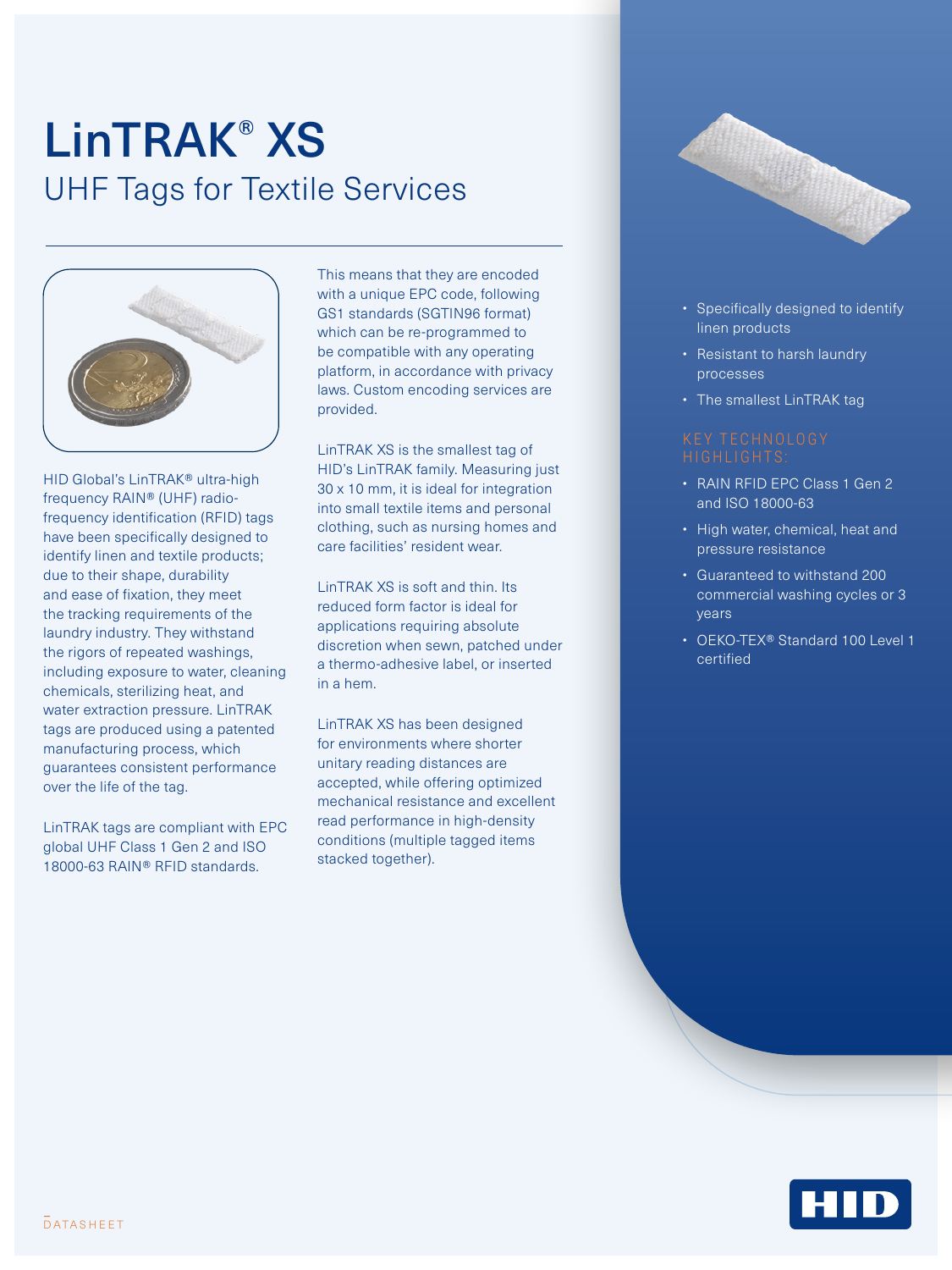# LinTRAK® XS

## UHF Tags for Textile Services

HID Global's LinTRAK® ultra-high frequency RAIN® (UHF) radio-frequency identification (RFID) tags have been specifically designed to identify linen and textile products; due to their shape, durability and ease of fixation, they meet the tracking requirements of the laundry industry. They withstand the rigors of repeated washings, including exposure to water, cleaning chemicals, sterilizing heat, and water extraction pressure. LinTRAK tags are produced using a patented manufacturing process, which guarantees consistent performance over the life of the tag.

LinTRAK tags are compliant with EPC global UHF Class 1 Gen 2 and ISO 18000-63 RAIN® RFID standards. This means that they are encoded with a unique EPC code, following GS1 standards (SGTIN96 format) which can be re-programmed to be compatible with any operating platform, in accordance with privacy laws. Custom encoding services are provided.

LinTRAK XS is the smallest tag of HID's LinTRAK family. Measuring just 30 x 10 mm, it is ideal for integration into small textile items and personal clothing, such as nursing homes and care facilities' resident wear.

LinTRAK XS is soft and thin. Its reduced form factor is ideal for applications requiring absolute discretion when sewn, patched under a thermo-adhesive label, or inserted in a hem.

LinTRAK XS has been designed for environments where shorter unitary reading distances are accepted, while offering optimized mechanical resistance and excellent read performance in high-density conditions (multiple tagged items stacked together).

- Specifically designed to identify linen products
- Resistant to harsh laundry processes
- The smallest LinTRAK tag

### KEY TECHNOLOGY HIGHLIGHTS:

- RAIN RFID EPC Class 1 Gen 2 and ISO 18000-63
- High water, chemical, heat and pressure resistance
- Guaranteed to withstand 200 commercial washing cycles or 3 years
- OEKO-TEX® Standard 100 Level 1 certified

DATASHEET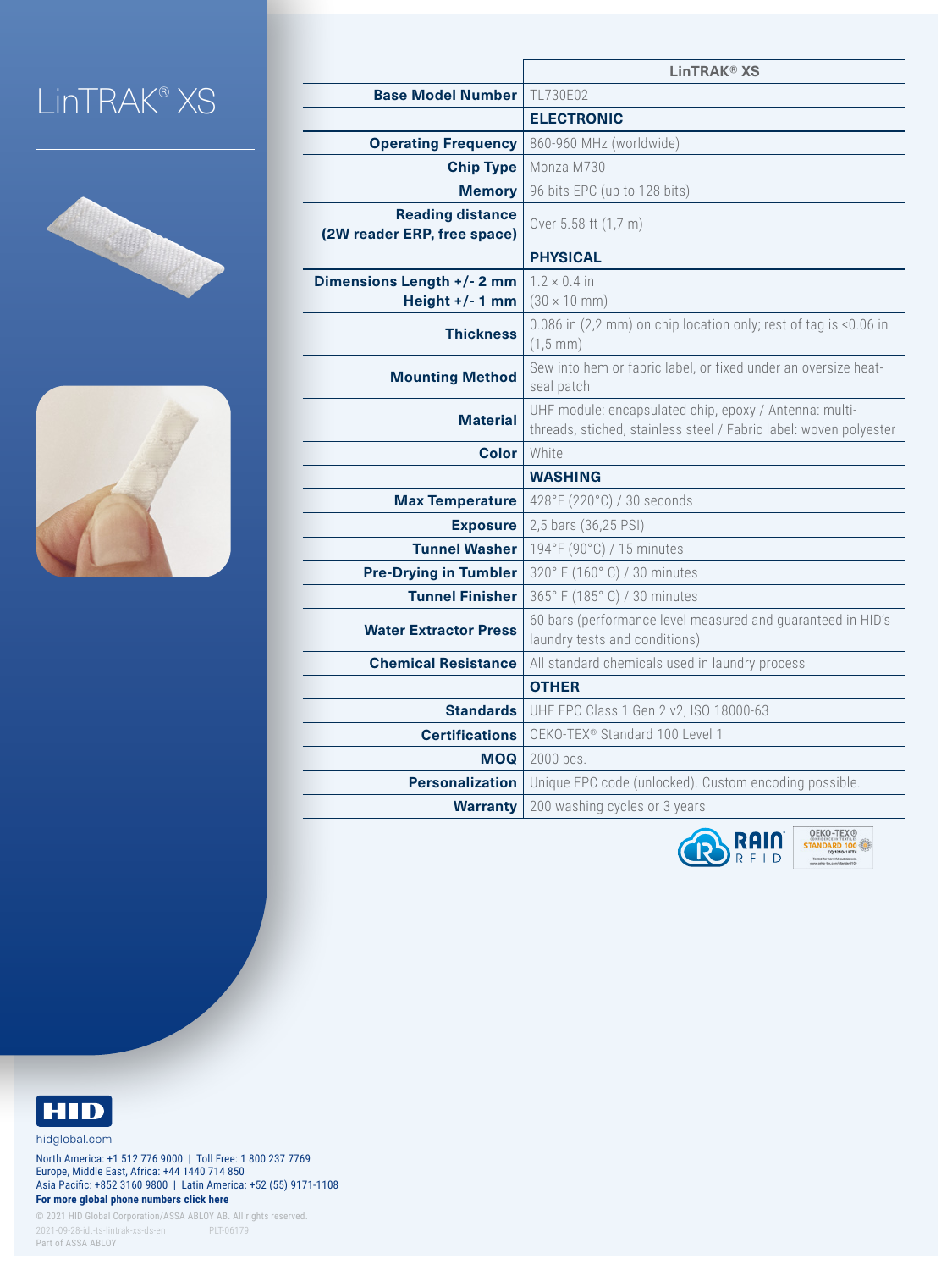# LinTRAK® XS

| | LinTRAK® XS |
|---|---|
| **Base Model Number** | TL730E02 |
| | **ELECTRONIC** |
| **Operating Frequency** | 860-960 MHz (worldwide) |
| **Chip Type** | Monza M730 |
| **Memory** | 96 bits EPC (up to 128 bits) |
| **Reading distance (2W reader ERP, free space)** | Over 5.58 ft (1,7 m) |
| | **PHYSICAL** |
| **Dimensions Length +/- 2 mm Height +/- 1 mm** | 1.2 × 0.4 in (30 × 10 mm) |
| **Thickness** | 0.086 in (2,2 mm) on chip location only; rest of tag is <0.06 in (1,5 mm) |
| **Mounting Method** | Sew into hem or fabric label, or fixed under an oversize heat-seal patch |
| **Material** | UHF module: encapsulated chip, epoxy / Antenna: multi-threads, stiched, stainless steel / Fabric label: woven polyester |
| **Color** | White |
| | **WASHING** |
| **Max Temperature** | 428°F (220°C) / 30 seconds |
| **Exposure** | 2,5 bars (36,25 PSI) |
| **Tunnel Washer** | 194°F (90°C) / 15 minutes |
| **Pre-Drying in Tumbler** | 320° F (160° C) / 30 minutes |
| **Tunnel Finisher** | 365° F (185° C) / 30 minutes |
| **Water Extractor Press** | 60 bars (performance level measured and guaranteed in HID's laundry tests and conditions) |
| **Chemical Resistance** | All standard chemicals used in laundry process |
| | **OTHER** |
| **Standards** | UHF EPC Class 1 Gen 2 v2, ISO 18000-63 |
| **Certifications** | OEKO-TEX® Standard 100 Level 1 |
| **MOQ** | 2000 pcs. |
| **Personalization** | Unique EPC code (unlocked). Custom encoding possible. |
| **Warranty** | 200 washing cycles or 3 years |

HID

hidglobal.com

North America: +1 512 776 9000 | Toll Free: 1 800 237 7769
Europe, Middle East, Africa: +44 1440 714 850
Asia Pacific: +852 3160 9800 | Latin America: +52 (55) 9171-1108
**For more global phone numbers click here**

© 2021 HID Global Corporation/ASSA ABLOY AB. All rights reserved.
2021-09-28-idt-ts-lintrak-xs-ds-en PLT-06179
Part of ASSA ABLOY